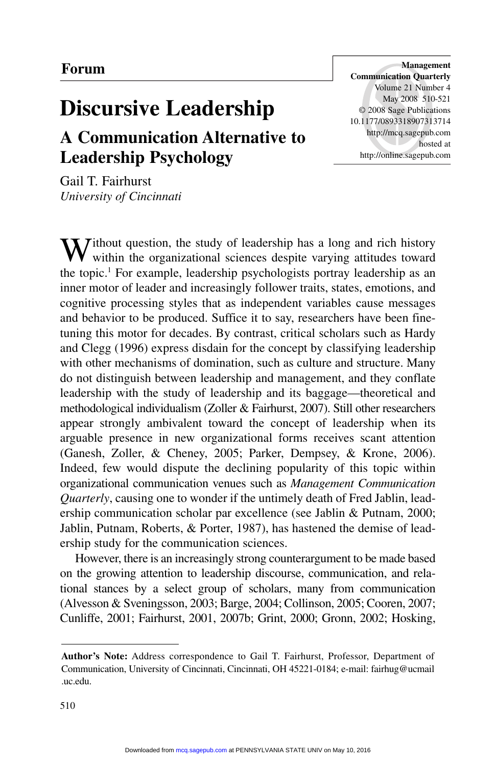## Forum

# Discursive Leadership

## A Communication Alternative to Leadership Psychology

Gail T. Fairhurst
*University of Cincinnati*

Without question, the study of leadership has a long and rich history within the organizational sciences despite varying attitudes toward the topic.[1] For example, leadership psychologists portray leadership as an inner motor of leader and increasingly follower traits, states, emotions, and cognitive processing styles that as independent variables cause messages and behavior to be produced. Suffice it to say, researchers have been fine-tuning this motor for decades. By contrast, critical scholars such as Hardy and Clegg (1996) express disdain for the concept by classifying leadership with other mechanisms of domination, such as culture and structure. Many do not distinguish between leadership and management, and they conflate leadership with the study of leadership and its baggage—theoretical and methodological individualism (Zoller & Fairhurst, 2007). Still other researchers appear strongly ambivalent toward the concept of leadership when its arguable presence in new organizational forms receives scant attention (Ganesh, Zoller, & Cheney, 2005; Parker, Dempsey, & Krone, 2006). Indeed, few would dispute the declining popularity of this topic within organizational communication venues such as *Management Communication Quarterly*, causing one to wonder if the untimely death of Fred Jablin, leadership communication scholar par excellence (see Jablin & Putnam, 2000; Jablin, Putnam, Roberts, & Porter, 1987), has hastened the demise of leadership study for the communication sciences.

However, there is an increasingly strong counterargument to be made based on the growing attention to leadership discourse, communication, and relational stances by a select group of scholars, many from communication (Alvesson & Sveningsson, 2003; Barge, 2004; Collinson, 2005; Cooren, 2007; Cunliffe, 2001; Fairhurst, 2001, 2007b; Grint, 2000; Gronn, 2002; Hosking,

---

**Author's Note:** Address correspondence to Gail T. Fairhurst, Professor, Department of Communication, University of Cincinnati, Cincinnati, OH 45221-0184; e-mail: fairhug@ucmail.uc.edu.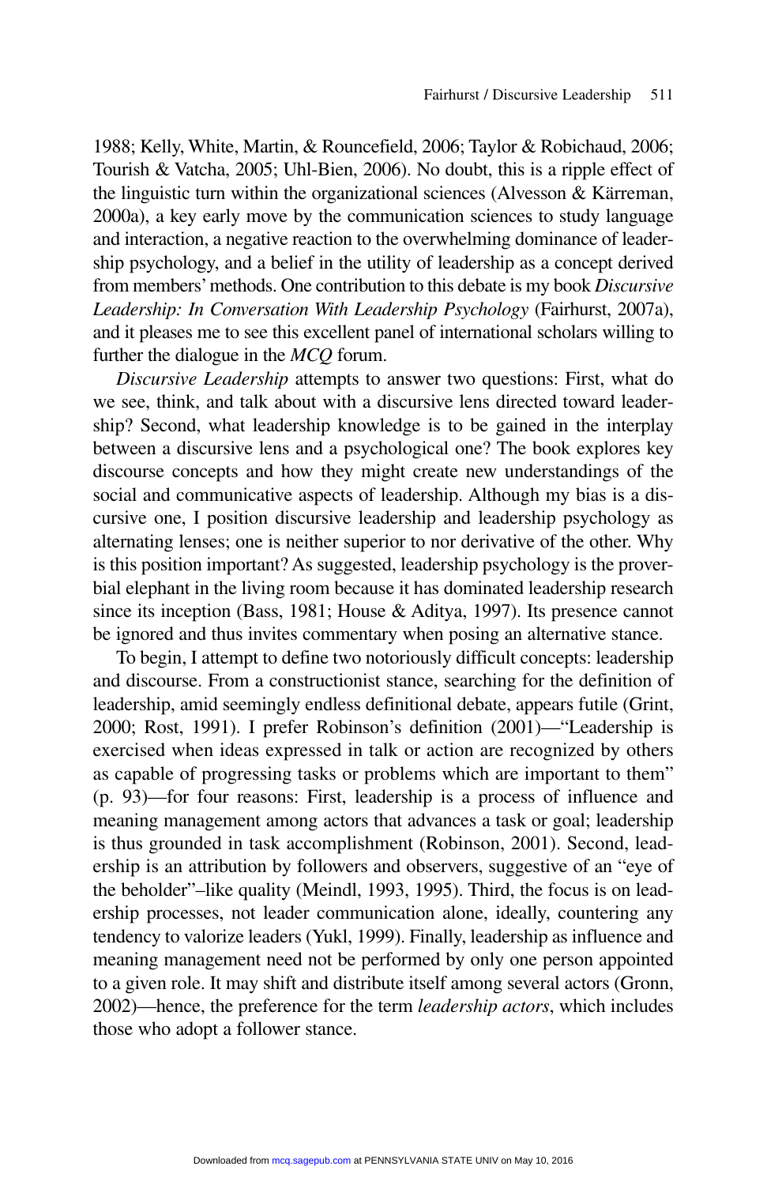1988; Kelly, White, Martin, & Rouncefield, 2006; Taylor & Robichaud, 2006; Tourish & Vatcha, 2005; Uhl-Bien, 2006). No doubt, this is a ripple effect of the linguistic turn within the organizational sciences (Alvesson & Kärreman, 2000a), a key early move by the communication sciences to study language and interaction, a negative reaction to the overwhelming dominance of leadership psychology, and a belief in the utility of leadership as a concept derived from members' methods. One contribution to this debate is my book *Discursive Leadership: In Conversation With Leadership Psychology* (Fairhurst, 2007a), and it pleases me to see this excellent panel of international scholars willing to further the dialogue in the *MCQ* forum.

*Discursive Leadership* attempts to answer two questions: First, what do we see, think, and talk about with a discursive lens directed toward leadership? Second, what leadership knowledge is to be gained in the interplay between a discursive lens and a psychological one? The book explores key discourse concepts and how they might create new understandings of the social and communicative aspects of leadership. Although my bias is a discursive one, I position discursive leadership and leadership psychology as alternating lenses; one is neither superior to nor derivative of the other. Why is this position important? As suggested, leadership psychology is the proverbial elephant in the living room because it has dominated leadership research since its inception (Bass, 1981; House & Aditya, 1997). Its presence cannot be ignored and thus invites commentary when posing an alternative stance.

To begin, I attempt to define two notoriously difficult concepts: leadership and discourse. From a constructionist stance, searching for the definition of leadership, amid seemingly endless definitional debate, appears futile (Grint, 2000; Rost, 1991). I prefer Robinson's definition (2001)—"Leadership is exercised when ideas expressed in talk or action are recognized by others as capable of progressing tasks or problems which are important to them" (p. 93)—for four reasons: First, leadership is a process of influence and meaning management among actors that advances a task or goal; leadership is thus grounded in task accomplishment (Robinson, 2001). Second, leadership is an attribution by followers and observers, suggestive of an "eye of the beholder"–like quality (Meindl, 1993, 1995). Third, the focus is on leadership processes, not leader communication alone, ideally, countering any tendency to valorize leaders (Yukl, 1999). Finally, leadership as influence and meaning management need not be performed by only one person appointed to a given role. It may shift and distribute itself among several actors (Gronn, 2002)—hence, the preference for the term *leadership actors*, which includes those who adopt a follower stance.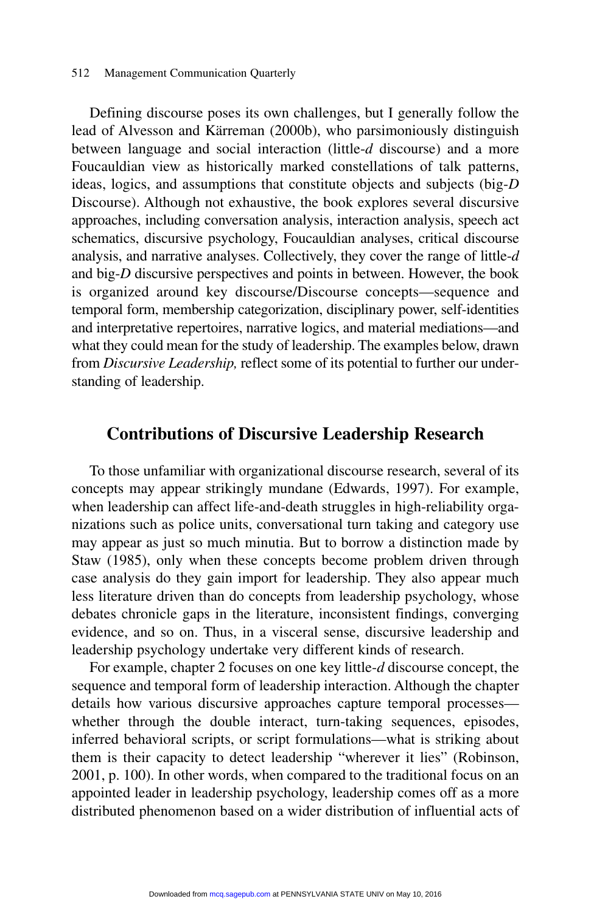Defining discourse poses its own challenges, but I generally follow the lead of Alvesson and Kärreman (2000b), who parsimoniously distinguish between language and social interaction (little-*d* discourse) and a more Foucauldian view as historically marked constellations of talk patterns, ideas, logics, and assumptions that constitute objects and subjects (big-*D* Discourse). Although not exhaustive, the book explores several discursive approaches, including conversation analysis, interaction analysis, speech act schematics, discursive psychology, Foucauldian analyses, critical discourse analysis, and narrative analyses. Collectively, they cover the range of little-*d* and big-*D* discursive perspectives and points in between. However, the book is organized around key discourse/Discourse concepts—sequence and temporal form, membership categorization, disciplinary power, self-identities and interpretative repertoires, narrative logics, and material mediations—and what they could mean for the study of leadership. The examples below, drawn from *Discursive Leadership,* reflect some of its potential to further our understanding of leadership.

## Contributions of Discursive Leadership Research

To those unfamiliar with organizational discourse research, several of its concepts may appear strikingly mundane (Edwards, 1997). For example, when leadership can affect life-and-death struggles in high-reliability organizations such as police units, conversational turn taking and category use may appear as just so much minutia. But to borrow a distinction made by Staw (1985), only when these concepts become problem driven through case analysis do they gain import for leadership. They also appear much less literature driven than do concepts from leadership psychology, whose debates chronicle gaps in the literature, inconsistent findings, converging evidence, and so on. Thus, in a visceral sense, discursive leadership and leadership psychology undertake very different kinds of research.

For example, chapter 2 focuses on one key little-*d* discourse concept, the sequence and temporal form of leadership interaction. Although the chapter details how various discursive approaches capture temporal processes—whether through the double interact, turn-taking sequences, episodes, inferred behavioral scripts, or script formulations—what is striking about them is their capacity to detect leadership "wherever it lies" (Robinson, 2001, p. 100). In other words, when compared to the traditional focus on an appointed leader in leadership psychology, leadership comes off as a more distributed phenomenon based on a wider distribution of influential acts of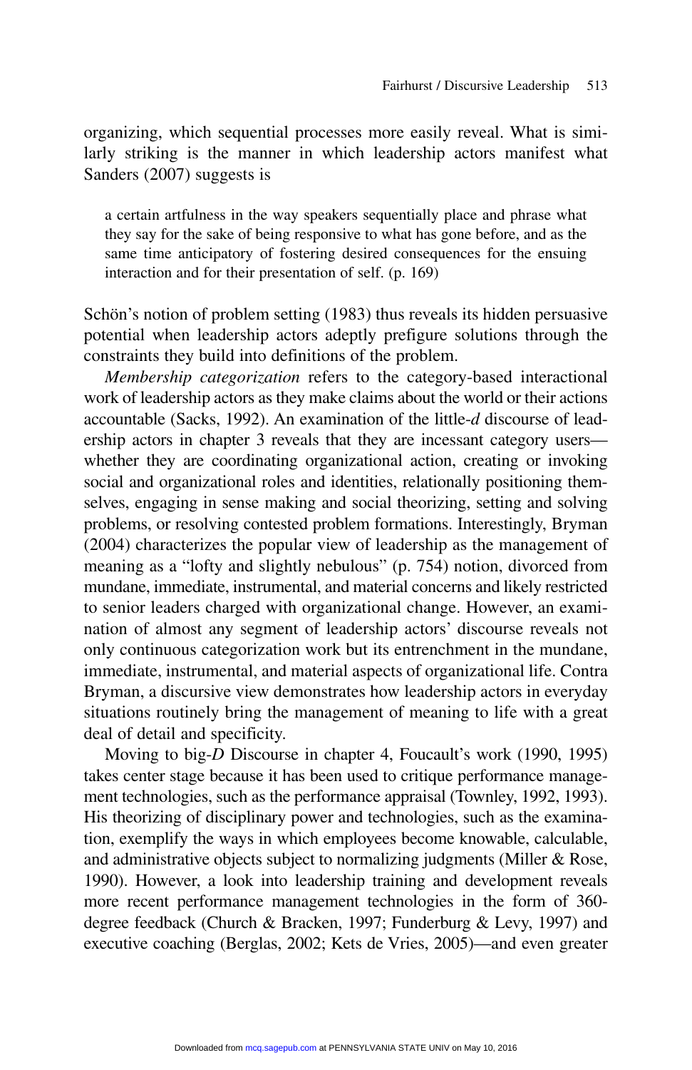organizing, which sequential processes more easily reveal. What is similarly striking is the manner in which leadership actors manifest what Sanders (2007) suggests is

> a certain artfulness in the way speakers sequentially place and phrase what they say for the sake of being responsive to what has gone before, and as the same time anticipatory of fostering desired consequences for the ensuing interaction and for their presentation of self. (p. 169)

Schön's notion of problem setting (1983) thus reveals its hidden persuasive potential when leadership actors adeptly prefigure solutions through the constraints they build into definitions of the problem.

*Membership categorization* refers to the category-based interactional work of leadership actors as they make claims about the world or their actions accountable (Sacks, 1992). An examination of the little-*d* discourse of leadership actors in chapter 3 reveals that they are incessant category users—whether they are coordinating organizational action, creating or invoking social and organizational roles and identities, relationally positioning themselves, engaging in sense making and social theorizing, setting and solving problems, or resolving contested problem formations. Interestingly, Bryman (2004) characterizes the popular view of leadership as the management of meaning as a "lofty and slightly nebulous" (p. 754) notion, divorced from mundane, immediate, instrumental, and material concerns and likely restricted to senior leaders charged with organizational change. However, an examination of almost any segment of leadership actors' discourse reveals not only continuous categorization work but its entrenchment in the mundane, immediate, instrumental, and material aspects of organizational life. Contra Bryman, a discursive view demonstrates how leadership actors in everyday situations routinely bring the management of meaning to life with a great deal of detail and specificity.

Moving to big-*D* Discourse in chapter 4, Foucault's work (1990, 1995) takes center stage because it has been used to critique performance management technologies, such as the performance appraisal (Townley, 1992, 1993). His theorizing of disciplinary power and technologies, such as the examination, exemplify the ways in which employees become knowable, calculable, and administrative objects subject to normalizing judgments (Miller & Rose, 1990). However, a look into leadership training and development reveals more recent performance management technologies in the form of 360-degree feedback (Church & Bracken, 1997; Funderburg & Levy, 1997) and executive coaching (Berglas, 2002; Kets de Vries, 2005)—and even greater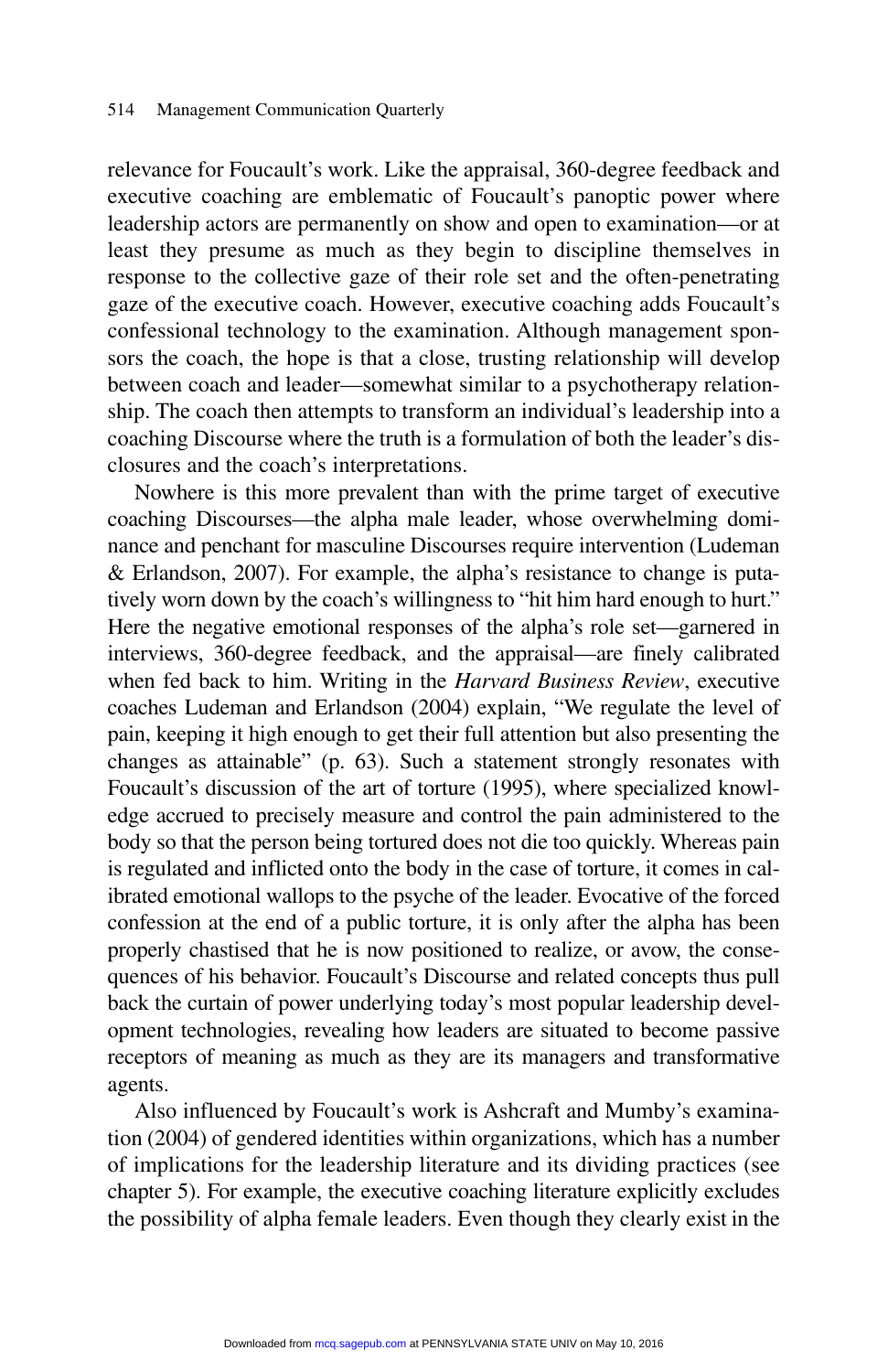relevance for Foucault's work. Like the appraisal, 360-degree feedback and executive coaching are emblematic of Foucault's panoptic power where leadership actors are permanently on show and open to examination—or at least they presume as much as they begin to discipline themselves in response to the collective gaze of their role set and the often-penetrating gaze of the executive coach. However, executive coaching adds Foucault's confessional technology to the examination. Although management sponsors the coach, the hope is that a close, trusting relationship will develop between coach and leader—somewhat similar to a psychotherapy relationship. The coach then attempts to transform an individual's leadership into a coaching Discourse where the truth is a formulation of both the leader's disclosures and the coach's interpretations.

Nowhere is this more prevalent than with the prime target of executive coaching Discourses—the alpha male leader, whose overwhelming dominance and penchant for masculine Discourses require intervention (Ludeman & Erlandson, 2007). For example, the alpha's resistance to change is putatively worn down by the coach's willingness to "hit him hard enough to hurt." Here the negative emotional responses of the alpha's role set—garnered in interviews, 360-degree feedback, and the appraisal—are finely calibrated when fed back to him. Writing in the *Harvard Business Review*, executive coaches Ludeman and Erlandson (2004) explain, "We regulate the level of pain, keeping it high enough to get their full attention but also presenting the changes as attainable" (p. 63). Such a statement strongly resonates with Foucault's discussion of the art of torture (1995), where specialized knowledge accrued to precisely measure and control the pain administered to the body so that the person being tortured does not die too quickly. Whereas pain is regulated and inflicted onto the body in the case of torture, it comes in calibrated emotional wallops to the psyche of the leader. Evocative of the forced confession at the end of a public torture, it is only after the alpha has been properly chastised that he is now positioned to realize, or avow, the consequences of his behavior. Foucault's Discourse and related concepts thus pull back the curtain of power underlying today's most popular leadership development technologies, revealing how leaders are situated to become passive receptors of meaning as much as they are its managers and transformative agents.

Also influenced by Foucault's work is Ashcraft and Mumby's examination (2004) of gendered identities within organizations, which has a number of implications for the leadership literature and its dividing practices (see chapter 5). For example, the executive coaching literature explicitly excludes the possibility of alpha female leaders. Even though they clearly exist in the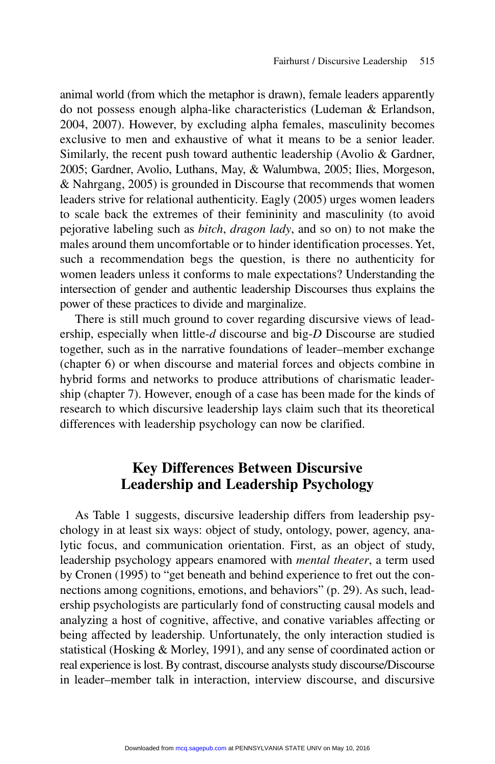animal world (from which the metaphor is drawn), female leaders apparently do not possess enough alpha-like characteristics (Ludeman & Erlandson, 2004, 2007). However, by excluding alpha females, masculinity becomes exclusive to men and exhaustive of what it means to be a senior leader. Similarly, the recent push toward authentic leadership (Avolio & Gardner, 2005; Gardner, Avolio, Luthans, May, & Walumbwa, 2005; Ilies, Morgeson, & Nahrgang, 2005) is grounded in Discourse that recommends that women leaders strive for relational authenticity. Eagly (2005) urges women leaders to scale back the extremes of their femininity and masculinity (to avoid pejorative labeling such as *bitch*, *dragon lady*, and so on) to not make the males around them uncomfortable or to hinder identification processes. Yet, such a recommendation begs the question, is there no authenticity for women leaders unless it conforms to male expectations? Understanding the intersection of gender and authentic leadership Discourses thus explains the power of these practices to divide and marginalize.

There is still much ground to cover regarding discursive views of leadership, especially when little-*d* discourse and big-*D* Discourse are studied together, such as in the narrative foundations of leader–member exchange (chapter 6) or when discourse and material forces and objects combine in hybrid forms and networks to produce attributions of charismatic leadership (chapter 7). However, enough of a case has been made for the kinds of research to which discursive leadership lays claim such that its theoretical differences with leadership psychology can now be clarified.

## Key Differences Between Discursive Leadership and Leadership Psychology

As Table 1 suggests, discursive leadership differs from leadership psychology in at least six ways: object of study, ontology, power, agency, analytic focus, and communication orientation. First, as an object of study, leadership psychology appears enamored with *mental theater*, a term used by Cronen (1995) to "get beneath and behind experience to fret out the connections among cognitions, emotions, and behaviors" (p. 29). As such, leadership psychologists are particularly fond of constructing causal models and analyzing a host of cognitive, affective, and conative variables affecting or being affected by leadership. Unfortunately, the only interaction studied is statistical (Hosking & Morley, 1991), and any sense of coordinated action or real experience is lost. By contrast, discourse analysts study discourse/Discourse in leader–member talk in interaction, interview discourse, and discursive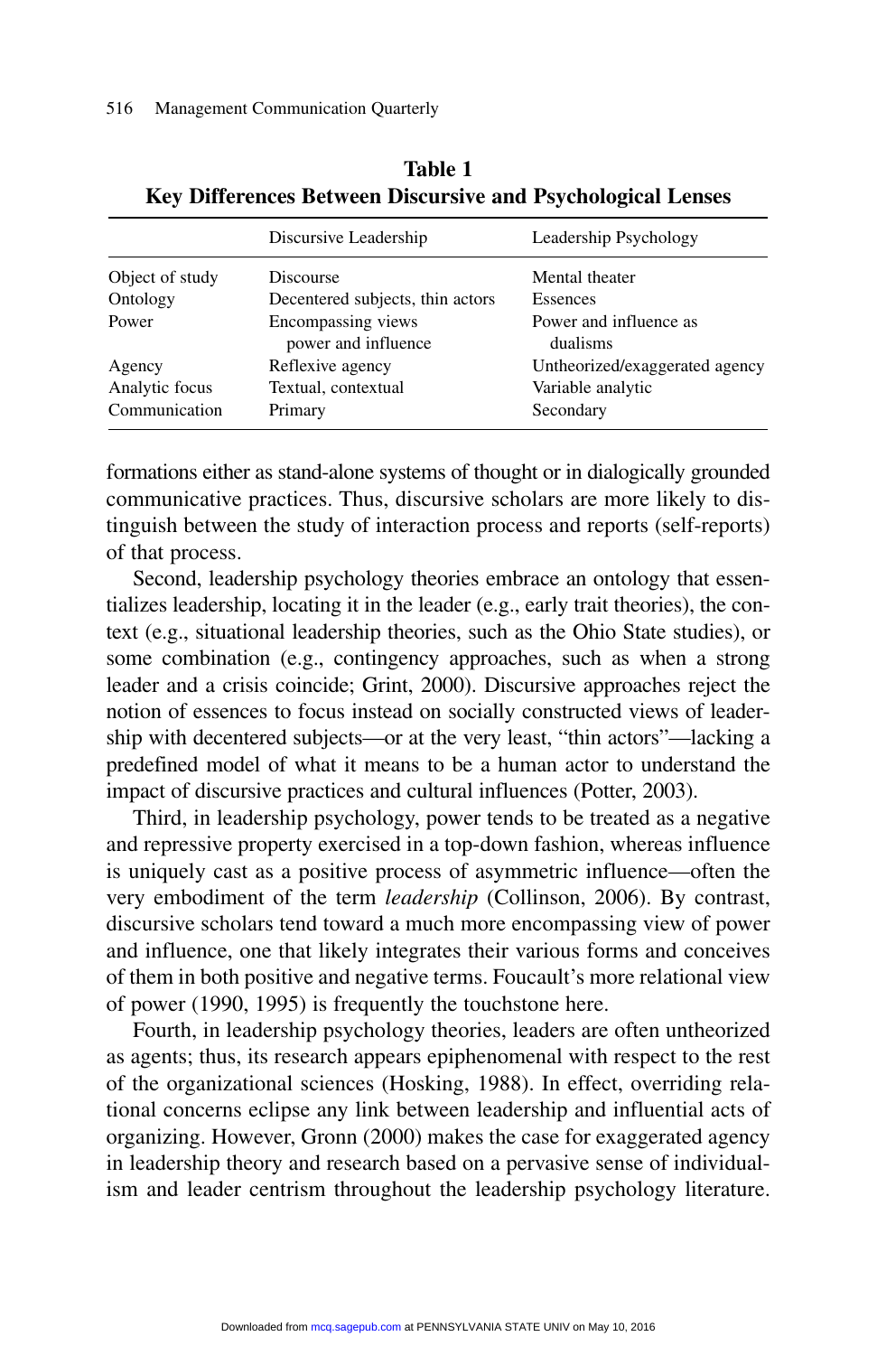**Table 1**
**Key Differences Between Discursive and Psychological Lenses**

| | Discursive Leadership | Leadership Psychology |
|---|---|---|
| Object of study | Discourse | Mental theater |
| Ontology | Decentered subjects, thin actors | Essences |
| Power | Encompassing views power and influence | Power and influence as dualisms |
| Agency | Reflexive agency | Untheorized/exaggerated agency |
| Analytic focus | Textual, contextual | Variable analytic |
| Communication | Primary | Secondary |

formations either as stand-alone systems of thought or in dialogically grounded communicative practices. Thus, discursive scholars are more likely to distinguish between the study of interaction process and reports (self-reports) of that process.

Second, leadership psychology theories embrace an ontology that essentializes leadership, locating it in the leader (e.g., early trait theories), the context (e.g., situational leadership theories, such as the Ohio State studies), or some combination (e.g., contingency approaches, such as when a strong leader and a crisis coincide; Grint, 2000). Discursive approaches reject the notion of essences to focus instead on socially constructed views of leadership with decentered subjects—or at the very least, "thin actors"—lacking a predefined model of what it means to be a human actor to understand the impact of discursive practices and cultural influences (Potter, 2003).

Third, in leadership psychology, power tends to be treated as a negative and repressive property exercised in a top-down fashion, whereas influence is uniquely cast as a positive process of asymmetric influence—often the very embodiment of the term *leadership* (Collinson, 2006). By contrast, discursive scholars tend toward a much more encompassing view of power and influence, one that likely integrates their various forms and conceives of them in both positive and negative terms. Foucault's more relational view of power (1990, 1995) is frequently the touchstone here.

Fourth, in leadership psychology theories, leaders are often untheorized as agents; thus, its research appears epiphenomenal with respect to the rest of the organizational sciences (Hosking, 1988). In effect, overriding relational concerns eclipse any link between leadership and influential acts of organizing. However, Gronn (2000) makes the case for exaggerated agency in leadership theory and research based on a pervasive sense of individualism and leader centrism throughout the leadership psychology literature.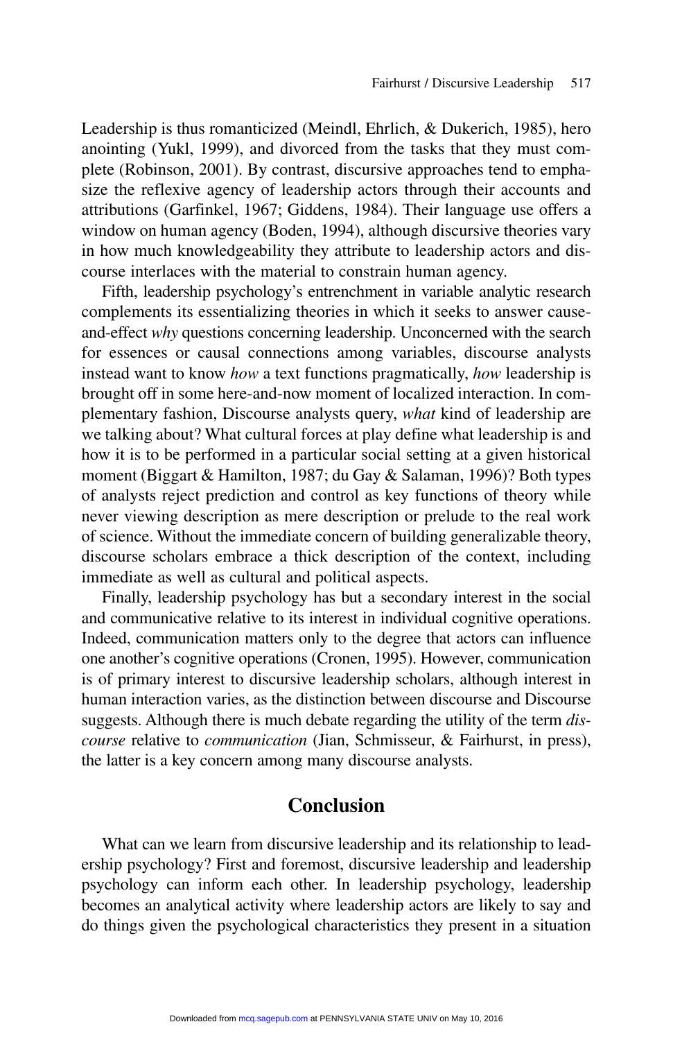Leadership is thus romanticized (Meindl, Ehrlich, & Dukerich, 1985), hero anointing (Yukl, 1999), and divorced from the tasks that they must complete (Robinson, 2001). By contrast, discursive approaches tend to emphasize the reflexive agency of leadership actors through their accounts and attributions (Garfinkel, 1967; Giddens, 1984). Their language use offers a window on human agency (Boden, 1994), although discursive theories vary in how much knowledgeability they attribute to leadership actors and discourse interlaces with the material to constrain human agency.

Fifth, leadership psychology's entrenchment in variable analytic research complements its essentializing theories in which it seeks to answer cause-and-effect *why* questions concerning leadership. Unconcerned with the search for essences or causal connections among variables, discourse analysts instead want to know *how* a text functions pragmatically, *how* leadership is brought off in some here-and-now moment of localized interaction. In complementary fashion, Discourse analysts query, *what* kind of leadership are we talking about? What cultural forces at play define what leadership is and how it is to be performed in a particular social setting at a given historical moment (Biggart & Hamilton, 1987; du Gay & Salaman, 1996)? Both types of analysts reject prediction and control as key functions of theory while never viewing description as mere description or prelude to the real work of science. Without the immediate concern of building generalizable theory, discourse scholars embrace a thick description of the context, including immediate as well as cultural and political aspects.

Finally, leadership psychology has but a secondary interest in the social and communicative relative to its interest in individual cognitive operations. Indeed, communication matters only to the degree that actors can influence one another's cognitive operations (Cronen, 1995). However, communication is of primary interest to discursive leadership scholars, although interest in human interaction varies, as the distinction between discourse and Discourse suggests. Although there is much debate regarding the utility of the term *discourse* relative to *communication* (Jian, Schmisseur, & Fairhurst, in press), the latter is a key concern among many discourse analysts.

## Conclusion

What can we learn from discursive leadership and its relationship to leadership psychology? First and foremost, discursive leadership and leadership psychology can inform each other. In leadership psychology, leadership becomes an analytical activity where leadership actors are likely to say and do things given the psychological characteristics they present in a situation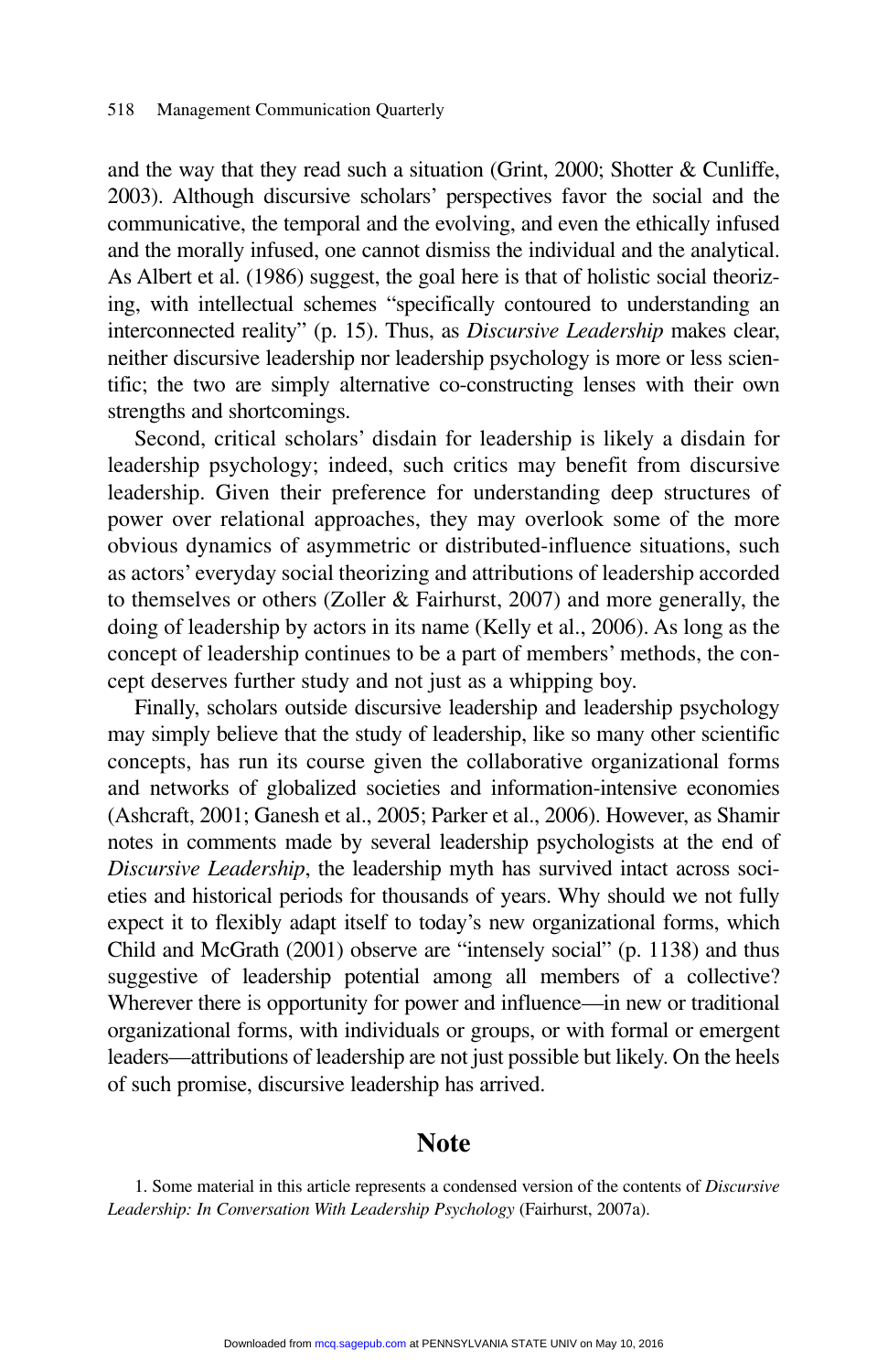and the way that they read such a situation (Grint, 2000; Shotter & Cunliffe, 2003). Although discursive scholars' perspectives favor the social and the communicative, the temporal and the evolving, and even the ethically infused and the morally infused, one cannot dismiss the individual and the analytical. As Albert et al. (1986) suggest, the goal here is that of holistic social theorizing, with intellectual schemes "specifically contoured to understanding an interconnected reality" (p. 15). Thus, as *Discursive Leadership* makes clear, neither discursive leadership nor leadership psychology is more or less scientific; the two are simply alternative co-constructing lenses with their own strengths and shortcomings.

Second, critical scholars' disdain for leadership is likely a disdain for leadership psychology; indeed, such critics may benefit from discursive leadership. Given their preference for understanding deep structures of power over relational approaches, they may overlook some of the more obvious dynamics of asymmetric or distributed-influence situations, such as actors' everyday social theorizing and attributions of leadership accorded to themselves or others (Zoller & Fairhurst, 2007) and more generally, the doing of leadership by actors in its name (Kelly et al., 2006). As long as the concept of leadership continues to be a part of members' methods, the concept deserves further study and not just as a whipping boy.

Finally, scholars outside discursive leadership and leadership psychology may simply believe that the study of leadership, like so many other scientific concepts, has run its course given the collaborative organizational forms and networks of globalized societies and information-intensive economies (Ashcraft, 2001; Ganesh et al., 2005; Parker et al., 2006). However, as Shamir notes in comments made by several leadership psychologists at the end of *Discursive Leadership*, the leadership myth has survived intact across societies and historical periods for thousands of years. Why should we not fully expect it to flexibly adapt itself to today's new organizational forms, which Child and McGrath (2001) observe are "intensely social" (p. 1138) and thus suggestive of leadership potential among all members of a collective? Wherever there is opportunity for power and influence—in new or traditional organizational forms, with individuals or groups, or with formal or emergent leaders—attributions of leadership are not just possible but likely. On the heels of such promise, discursive leadership has arrived.

## Note

1. Some material in this article represents a condensed version of the contents of *Discursive Leadership: In Conversation With Leadership Psychology* (Fairhurst, 2007a).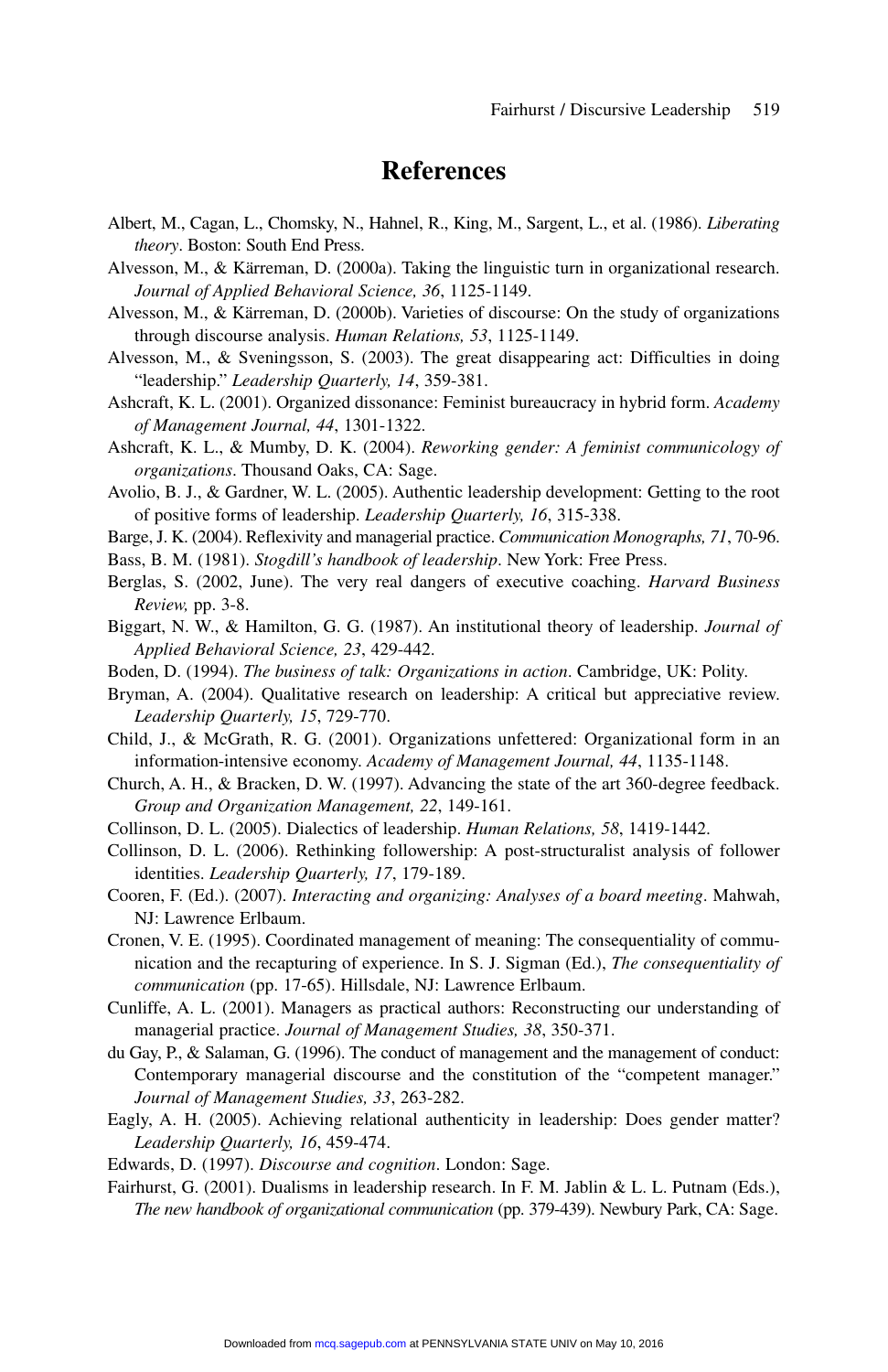# References

Albert, M., Cagan, L., Chomsky, N., Hahnel, R., King, M., Sargent, L., et al. (1986). *Liberating theory*. Boston: South End Press.

Alvesson, M., & Kärreman, D. (2000a). Taking the linguistic turn in organizational research. *Journal of Applied Behavioral Science, 36*, 1125-1149.

Alvesson, M., & Kärreman, D. (2000b). Varieties of discourse: On the study of organizations through discourse analysis. *Human Relations, 53*, 1125-1149.

Alvesson, M., & Sveningsson, S. (2003). The great disappearing act: Difficulties in doing "leadership." *Leadership Quarterly, 14*, 359-381.

Ashcraft, K. L. (2001). Organized dissonance: Feminist bureaucracy in hybrid form. *Academy of Management Journal, 44*, 1301-1322.

Ashcraft, K. L., & Mumby, D. K. (2004). *Reworking gender: A feminist communicology of organizations*. Thousand Oaks, CA: Sage.

Avolio, B. J., & Gardner, W. L. (2005). Authentic leadership development: Getting to the root of positive forms of leadership. *Leadership Quarterly, 16*, 315-338.

Barge, J. K. (2004). Reflexivity and managerial practice. *Communication Monographs, 71*, 70-96.

Bass, B. M. (1981). *Stogdill's handbook of leadership*. New York: Free Press.

Berglas, S. (2002, June). The very real dangers of executive coaching. *Harvard Business Review,* pp. 3-8.

Biggart, N. W., & Hamilton, G. G. (1987). An institutional theory of leadership. *Journal of Applied Behavioral Science, 23*, 429-442.

Boden, D. (1994). *The business of talk: Organizations in action*. Cambridge, UK: Polity.

Bryman, A. (2004). Qualitative research on leadership: A critical but appreciative review. *Leadership Quarterly, 15*, 729-770.

Child, J., & McGrath, R. G. (2001). Organizations unfettered: Organizational form in an information-intensive economy. *Academy of Management Journal, 44*, 1135-1148.

Church, A. H., & Bracken, D. W. (1997). Advancing the state of the art 360-degree feedback. *Group and Organization Management, 22*, 149-161.

Collinson, D. L. (2005). Dialectics of leadership. *Human Relations, 58*, 1419-1442.

Collinson, D. L. (2006). Rethinking followership: A post-structuralist analysis of follower identities. *Leadership Quarterly, 17*, 179-189.

Cooren, F. (Ed.). (2007). *Interacting and organizing: Analyses of a board meeting*. Mahwah, NJ: Lawrence Erlbaum.

Cronen, V. E. (1995). Coordinated management of meaning: The consequentiality of communication and the recapturing of experience. In S. J. Sigman (Ed.), *The consequentiality of communication* (pp. 17-65). Hillsdale, NJ: Lawrence Erlbaum.

Cunliffe, A. L. (2001). Managers as practical authors: Reconstructing our understanding of managerial practice. *Journal of Management Studies, 38*, 350-371.

du Gay, P., & Salaman, G. (1996). The conduct of management and the management of conduct: Contemporary managerial discourse and the constitution of the "competent manager." *Journal of Management Studies, 33*, 263-282.

Eagly, A. H. (2005). Achieving relational authenticity in leadership: Does gender matter? *Leadership Quarterly, 16*, 459-474.

Edwards, D. (1997). *Discourse and cognition*. London: Sage.

Fairhurst, G. (2001). Dualisms in leadership research. In F. M. Jablin & L. L. Putnam (Eds.), *The new handbook of organizational communication* (pp. 379-439). Newbury Park, CA: Sage.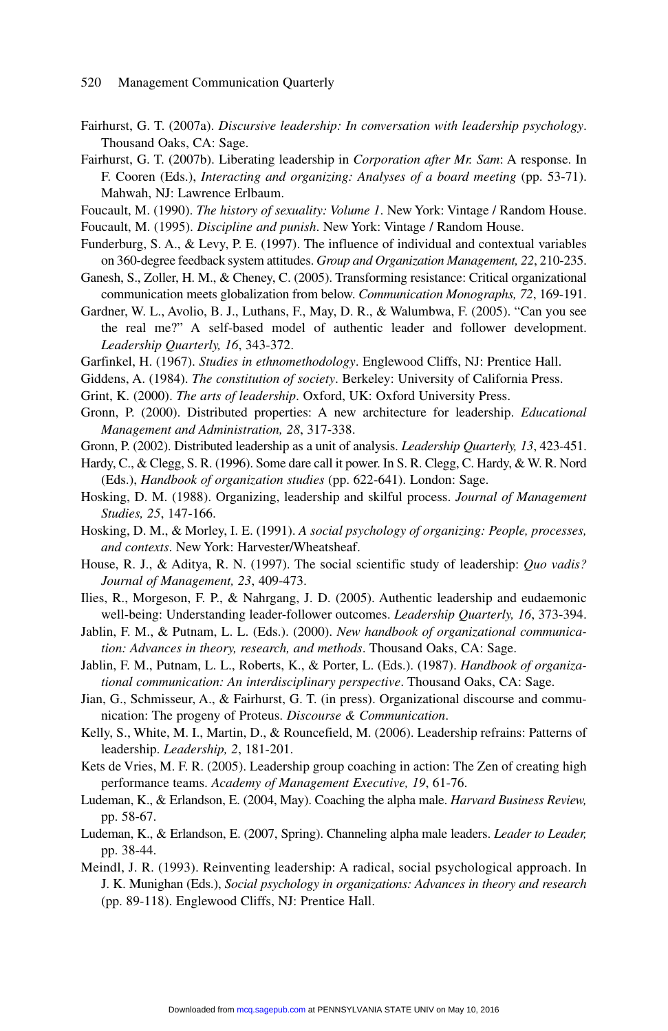Fairhurst, G. T. (2007a). *Discursive leadership: In conversation with leadership psychology*. Thousand Oaks, CA: Sage.

Fairhurst, G. T. (2007b). Liberating leadership in *Corporation after Mr. Sam*: A response. In F. Cooren (Eds.), *Interacting and organizing: Analyses of a board meeting* (pp. 53-71). Mahwah, NJ: Lawrence Erlbaum.

Foucault, M. (1990). *The history of sexuality: Volume 1*. New York: Vintage / Random House.

Foucault, M. (1995). *Discipline and punish*. New York: Vintage / Random House.

Funderburg, S. A., & Levy, P. E. (1997). The influence of individual and contextual variables on 360-degree feedback system attitudes. *Group and Organization Management, 22*, 210-235.

Ganesh, S., Zoller, H. M., & Cheney, C. (2005). Transforming resistance: Critical organizational communication meets globalization from below. *Communication Monographs, 72*, 169-191.

Gardner, W. L., Avolio, B. J., Luthans, F., May, D. R., & Walumbwa, F. (2005). "Can you see the real me?" A self-based model of authentic leader and follower development. *Leadership Quarterly, 16*, 343-372.

Garfinkel, H. (1967). *Studies in ethnomethodology*. Englewood Cliffs, NJ: Prentice Hall.

Giddens, A. (1984). *The constitution of society*. Berkeley: University of California Press.

Grint, K. (2000). *The arts of leadership*. Oxford, UK: Oxford University Press.

Gronn, P. (2000). Distributed properties: A new architecture for leadership. *Educational Management and Administration, 28*, 317-338.

Gronn, P. (2002). Distributed leadership as a unit of analysis. *Leadership Quarterly, 13*, 423-451.

Hardy, C., & Clegg, S. R. (1996). Some dare call it power. In S. R. Clegg, C. Hardy, & W. R. Nord (Eds.), *Handbook of organization studies* (pp. 622-641). London: Sage.

Hosking, D. M. (1988). Organizing, leadership and skilful process. *Journal of Management Studies, 25*, 147-166.

Hosking, D. M., & Morley, I. E. (1991). *A social psychology of organizing: People, processes, and contexts*. New York: Harvester/Wheatsheaf.

House, R. J., & Aditya, R. N. (1997). The social scientific study of leadership: *Quo vadis? Journal of Management, 23*, 409-473.

Ilies, R., Morgeson, F. P., & Nahrgang, J. D. (2005). Authentic leadership and eudaemonic well-being: Understanding leader-follower outcomes. *Leadership Quarterly, 16*, 373-394.

Jablin, F. M., & Putnam, L. L. (Eds.). (2000). *New handbook of organizational communication: Advances in theory, research, and methods*. Thousand Oaks, CA: Sage.

Jablin, F. M., Putnam, L. L., Roberts, K., & Porter, L. (Eds.). (1987). *Handbook of organizational communication: An interdisciplinary perspective*. Thousand Oaks, CA: Sage.

Jian, G., Schmisseur, A., & Fairhurst, G. T. (in press). Organizational discourse and communication: The progeny of Proteus. *Discourse & Communication*.

Kelly, S., White, M. I., Martin, D., & Rouncefield, M. (2006). Leadership refrains: Patterns of leadership. *Leadership, 2*, 181-201.

Kets de Vries, M. F. R. (2005). Leadership group coaching in action: The Zen of creating high performance teams. *Academy of Management Executive, 19*, 61-76.

Ludeman, K., & Erlandson, E. (2004, May). Coaching the alpha male. *Harvard Business Review,* pp. 58-67.

Ludeman, K., & Erlandson, E. (2007, Spring). Channeling alpha male leaders. *Leader to Leader,* pp. 38-44.

Meindl, J. R. (1993). Reinventing leadership: A radical, social psychological approach. In J. K. Munighan (Eds.), *Social psychology in organizations: Advances in theory and research* (pp. 89-118). Englewood Cliffs, NJ: Prentice Hall.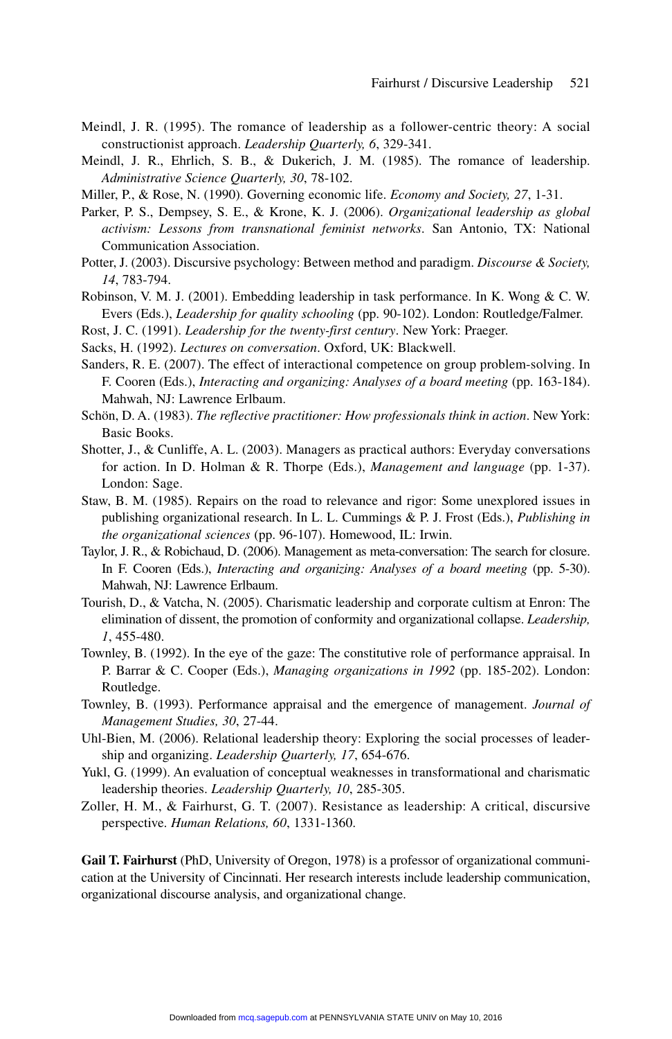Meindl, J. R. (1995). The romance of leadership as a follower-centric theory: A social constructionist approach. *Leadership Quarterly, 6*, 329-341.

Meindl, J. R., Ehrlich, S. B., & Dukerich, J. M. (1985). The romance of leadership. *Administrative Science Quarterly, 30*, 78-102.

Miller, P., & Rose, N. (1990). Governing economic life. *Economy and Society, 27*, 1-31.

Parker, P. S., Dempsey, S. E., & Krone, K. J. (2006). *Organizational leadership as global activism: Lessons from transnational feminist networks*. San Antonio, TX: National Communication Association.

Potter, J. (2003). Discursive psychology: Between method and paradigm. *Discourse & Society, 14*, 783-794.

Robinson, V. M. J. (2001). Embedding leadership in task performance. In K. Wong & C. W. Evers (Eds.), *Leadership for quality schooling* (pp. 90-102). London: Routledge/Falmer.

Rost, J. C. (1991). *Leadership for the twenty-first century*. New York: Praeger.

Sacks, H. (1992). *Lectures on conversation*. Oxford, UK: Blackwell.

Sanders, R. E. (2007). The effect of interactional competence on group problem-solving. In F. Cooren (Eds.), *Interacting and organizing: Analyses of a board meeting* (pp. 163-184). Mahwah, NJ: Lawrence Erlbaum.

Schön, D. A. (1983). *The reflective practitioner: How professionals think in action*. New York: Basic Books.

Shotter, J., & Cunliffe, A. L. (2003). Managers as practical authors: Everyday conversations for action. In D. Holman & R. Thorpe (Eds.), *Management and language* (pp. 1-37). London: Sage.

Staw, B. M. (1985). Repairs on the road to relevance and rigor: Some unexplored issues in publishing organizational research. In L. L. Cummings & P. J. Frost (Eds.), *Publishing in the organizational sciences* (pp. 96-107). Homewood, IL: Irwin.

Taylor, J. R., & Robichaud, D. (2006). Management as meta-conversation: The search for closure. In F. Cooren (Eds.), *Interacting and organizing: Analyses of a board meeting* (pp. 5-30). Mahwah, NJ: Lawrence Erlbaum.

Tourish, D., & Vatcha, N. (2005). Charismatic leadership and corporate cultism at Enron: The elimination of dissent, the promotion of conformity and organizational collapse. *Leadership, 1*, 455-480.

Townley, B. (1992). In the eye of the gaze: The constitutive role of performance appraisal. In P. Barrar & C. Cooper (Eds.), *Managing organizations in 1992* (pp. 185-202). London: Routledge.

Townley, B. (1993). Performance appraisal and the emergence of management. *Journal of Management Studies, 30*, 27-44.

Uhl-Bien, M. (2006). Relational leadership theory: Exploring the social processes of leadership and organizing. *Leadership Quarterly, 17*, 654-676.

Yukl, G. (1999). An evaluation of conceptual weaknesses in transformational and charismatic leadership theories. *Leadership Quarterly, 10*, 285-305.

Zoller, H. M., & Fairhurst, G. T. (2007). Resistance as leadership: A critical, discursive perspective. *Human Relations, 60*, 1331-1360.

**Gail T. Fairhurst** (PhD, University of Oregon, 1978) is a professor of organizational communication at the University of Cincinnati. Her research interests include leadership communication, organizational discourse analysis, and organizational change.